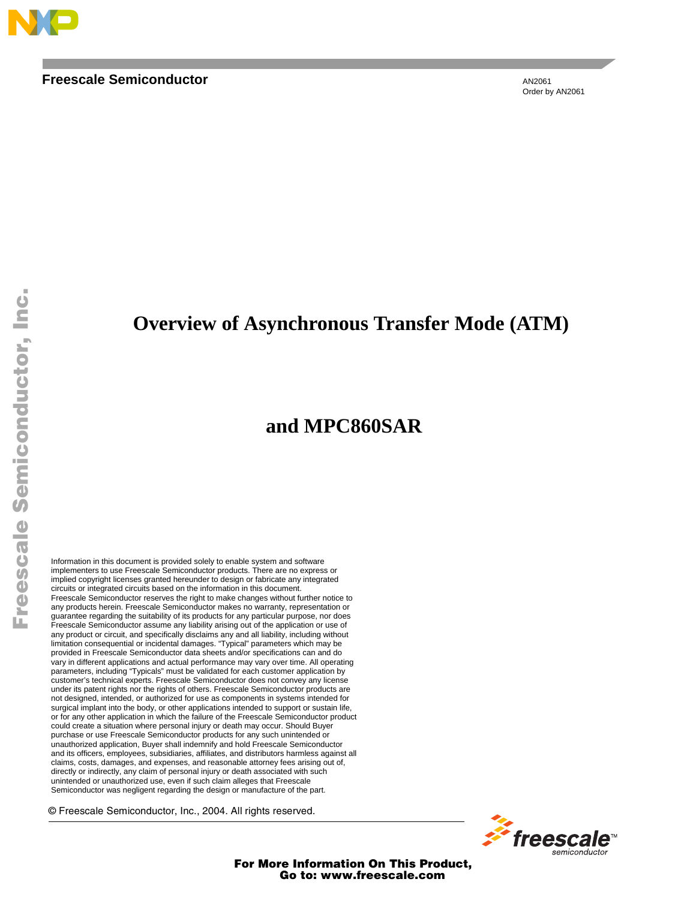Freescale Semiconductor

AN2061
Order by AN2061

# Overview of Asynchronous Transfer Mode (ATM) and MPC860SAR

Information in this document is provided solely to enable system and software implementers to use Freescale Semiconductor products. There are no express or implied copyright licenses granted hereunder to design or fabricate any integrated circuits or integrated circuits based on the information in this document.
Freescale Semiconductor reserves the right to make changes without further notice to any products herein. Freescale Semiconductor makes no warranty, representation or guarantee regarding the suitability of its products for any particular purpose, nor does Freescale Semiconductor assume any liability arising out of the application or use of any product or circuit, and specifically disclaims any and all liability, including without limitation consequential or incidental damages. "Typical" parameters which may be provided in Freescale Semiconductor data sheets and/or specifications can and do vary in different applications and actual performance may vary over time. All operating parameters, including "Typicals" must be validated for each customer application by customer's technical experts. Freescale Semiconductor does not convey any license under its patent rights nor the rights of others. Freescale Semiconductor products are not designed, intended, or authorized for use as components in systems intended for surgical implant into the body, or other applications intended to support or sustain life, or for any other application in which the failure of the Freescale Semiconductor product could create a situation where personal injury or death may occur. Should Buyer purchase or use Freescale Semiconductor products for any such unintended or unauthorized application, Buyer shall indemnify and hold Freescale Semiconductor and its officers, employees, subsidiaries, affiliates, and distributors harmless against all claims, costs, damages, and expenses, and reasonable attorney fees arising out of, directly or indirectly, any claim of personal injury or death associated with such unintended or unauthorized use, even if such claim alleges that Freescale Semiconductor was negligent regarding the design or manufacture of the part.

© Freescale Semiconductor, Inc., 2004. All rights reserved.

For More Information On This Product,
Go to: www.freescale.com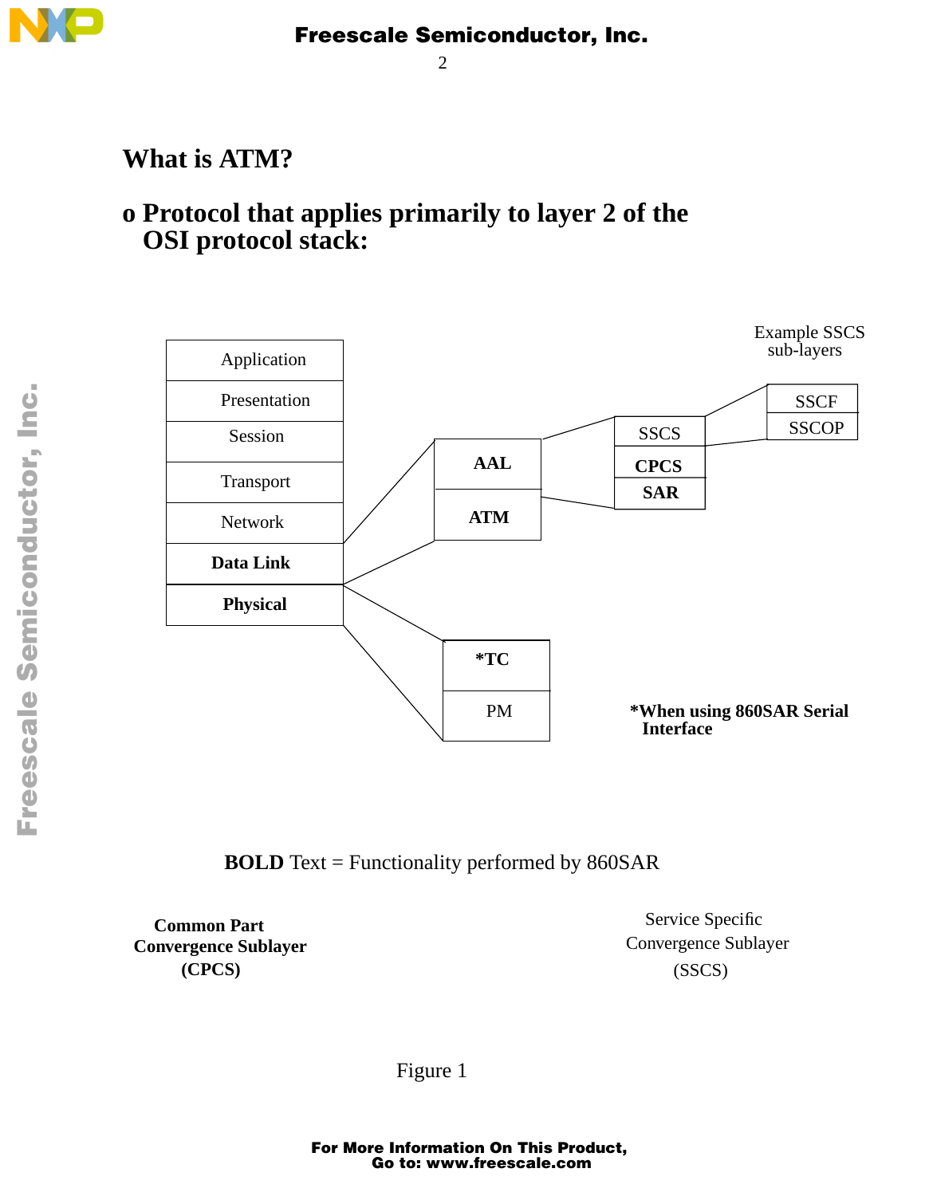## What is ATM?

- **Protocol that applies primarily to layer 2 of the OSI protocol stack:**

Example SSCS sub-layers

| OSI Layers |
|---|
| Application |
| Presentation |
| Session |
| Transport |
| Network |
| **Data Link** |
| **Physical** |

Data Link → **AAL** / **ATM**

AAL → SSCS / **CPCS** / **SAR**

SSCS → SSCF / SSCOP

Physical → **\*TC** / PM

**\*When using 860SAR Serial Interface**

**BOLD** Text = Functionality performed by 860SAR

**Common Part Convergence Sublayer (CPCS)**

Service Specific Convergence Sublayer (SSCS)

Figure 1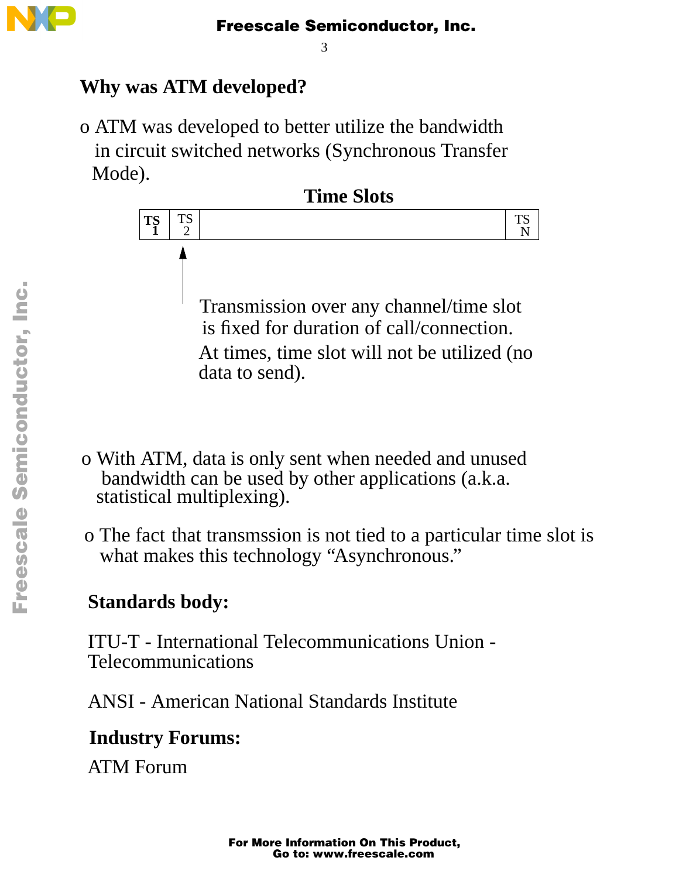## Why was ATM developed?

- ATM was developed to better utilize the bandwidth in circuit switched networks (Synchronous Transfer Mode).

**Time Slots**

| TS 1 | TS 2 | | TS N |
|---|---|---|---|

Transmission over any channel/time slot is fixed for duration of call/connection. At times, time slot will not be utilized (no data to send).

- With ATM, data is only sent when needed and unused bandwidth can be used by other applications (a.k.a. statistical multiplexing).
- The fact that transmssion is not tied to a particular time slot is what makes this technology "Asynchronous."

## Standards body:

ITU-T - International Telecommunications Union - Telecommunications

ANSI - American National Standards Institute

## Industry Forums:

ATM Forum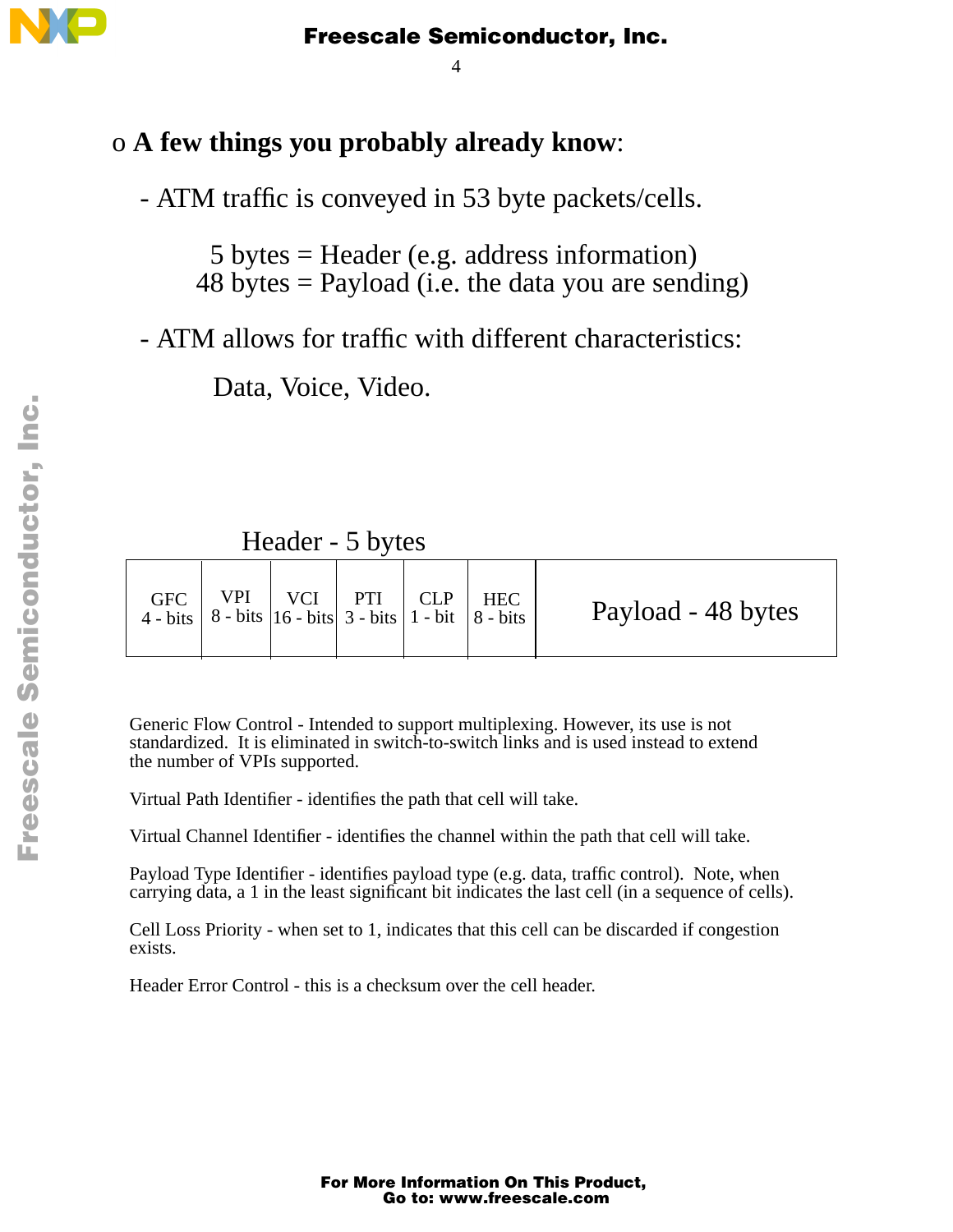o **A few things you probably already know**:

- ATM traffic is conveyed in 53 byte packets/cells.

  5 bytes = Header (e.g. address information)
  48 bytes = Payload (i.e. the data you are sending)

- ATM allows for traffic with different characteristics:

  Data, Voice, Video.

Header - 5 bytes

| GFC 4 - bits | VPI 8 - bits | VCI 16 - bits | PTI 3 - bits | CLP 1 - bit | HEC 8 - bits | Payload - 48 bytes |
|---|---|---|---|---|---|---|

Generic Flow Control - Intended to support multiplexing. However, its use is not standardized. It is eliminated in switch-to-switch links and is used instead to extend the number of VPIs supported.

Virtual Path Identifier - identifies the path that cell will take.

Virtual Channel Identifier - identifies the channel within the path that cell will take.

Payload Type Identifier - identifies payload type (e.g. data, traffic control). Note, when carrying data, a 1 in the least significant bit indicates the last cell (in a sequence of cells).

Cell Loss Priority - when set to 1, indicates that this cell can be discarded if congestion exists.

Header Error Control - this is a checksum over the cell header.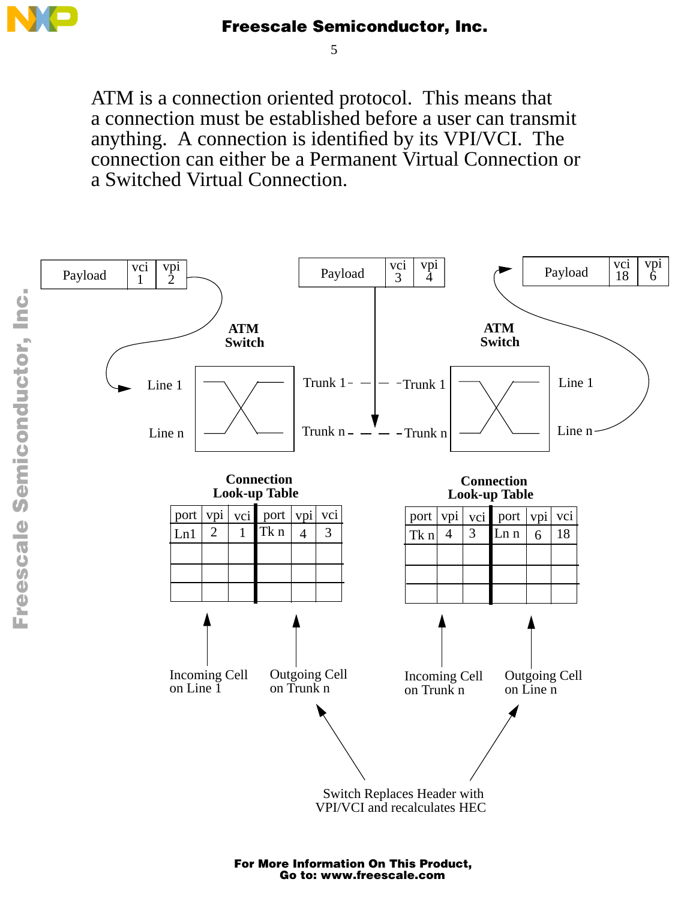ATM is a connection oriented protocol. This means that a connection must be established before a user can transmit anything. A connection is identified by its VPI/VCI. The connection can either be a Permanent Virtual Connection or a Switched Virtual Connection.

Payload | vci 1 | vpi 2

Payload | vci 3 | vpi 4

Payload | vci 18 | vpi 6

ATM Switch

Line 1
Line n
Trunk 1
Trunk n

ATM Switch

Trunk 1
Trunk n
Line 1
Line n

**Connection Look-up Table**

| port | vpi | vci | port | vpi | vci |
|---|---|---|---|---|---|
| Ln1 | 2 | 1 | Tk n | 4 | 3 |
| | | | | | |
| | | | | | |
| | | | | | |

Incoming Cell on Line 1 — Outgoing Cell on Trunk n

**Connection Look-up Table**

| port | vpi | vci | port | vpi | vci |
|---|---|---|---|---|---|
| Tk n | 4 | 3 | Ln n | 6 | 18 |
| | | | | | |
| | | | | | |
| | | | | | |

Incoming Cell on Trunk n — Outgoing Cell on Line n

Switch Replaces Header with VPI/VCI and recalculates HEC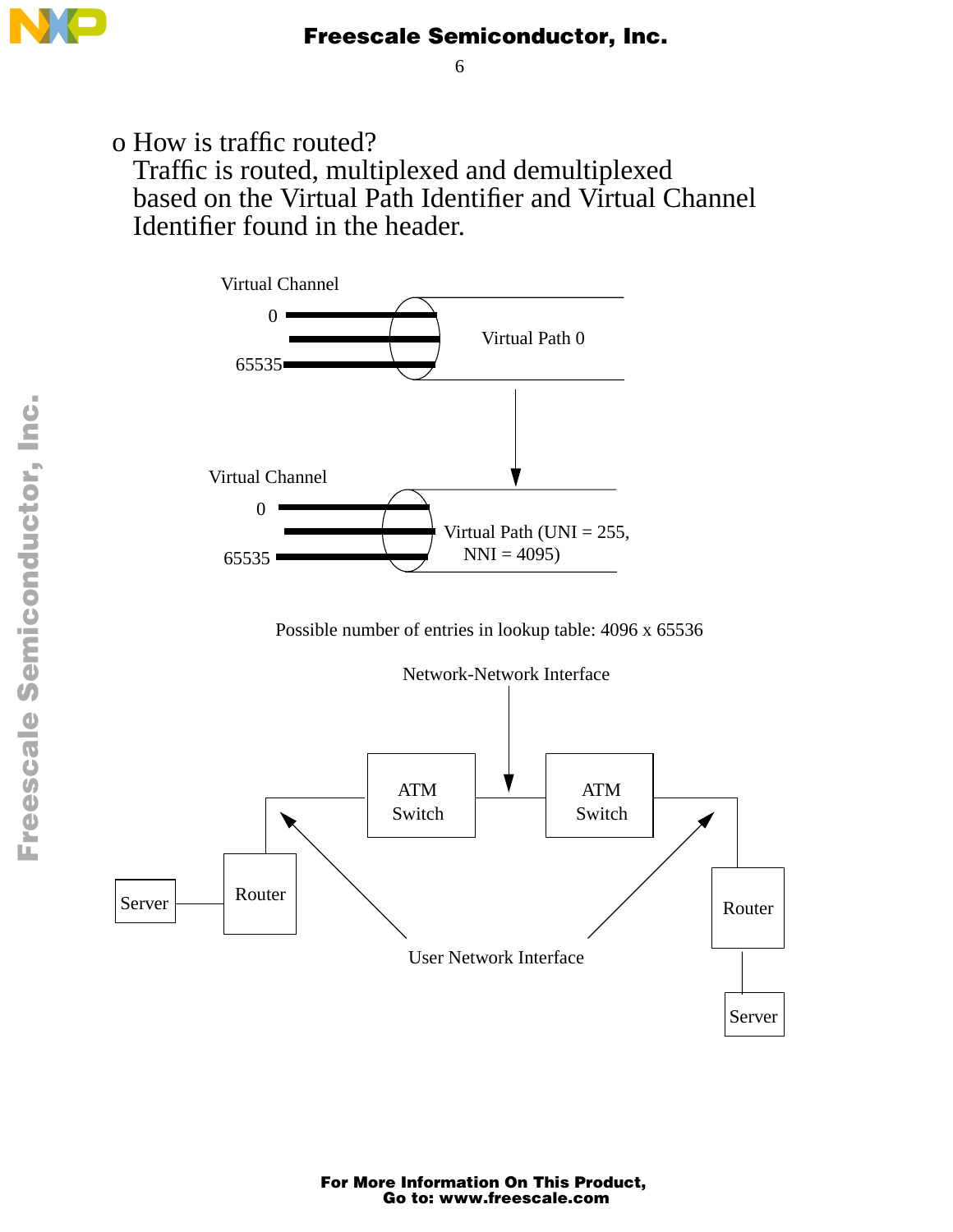- How is traffic routed?
  Traffic is routed, multiplexed and demultiplexed based on the Virtual Path Identifier and Virtual Channel Identifier found in the header.

Virtual Channel

0

65535

Virtual Path 0

Virtual Channel

0

65535

Virtual Path (UNI = 255, NNI = 4095)

Possible number of entries in lookup table: 4096 x 65536

Network-Network Interface

ATM Switch

ATM Switch

Server

Router

Router

Server

User Network Interface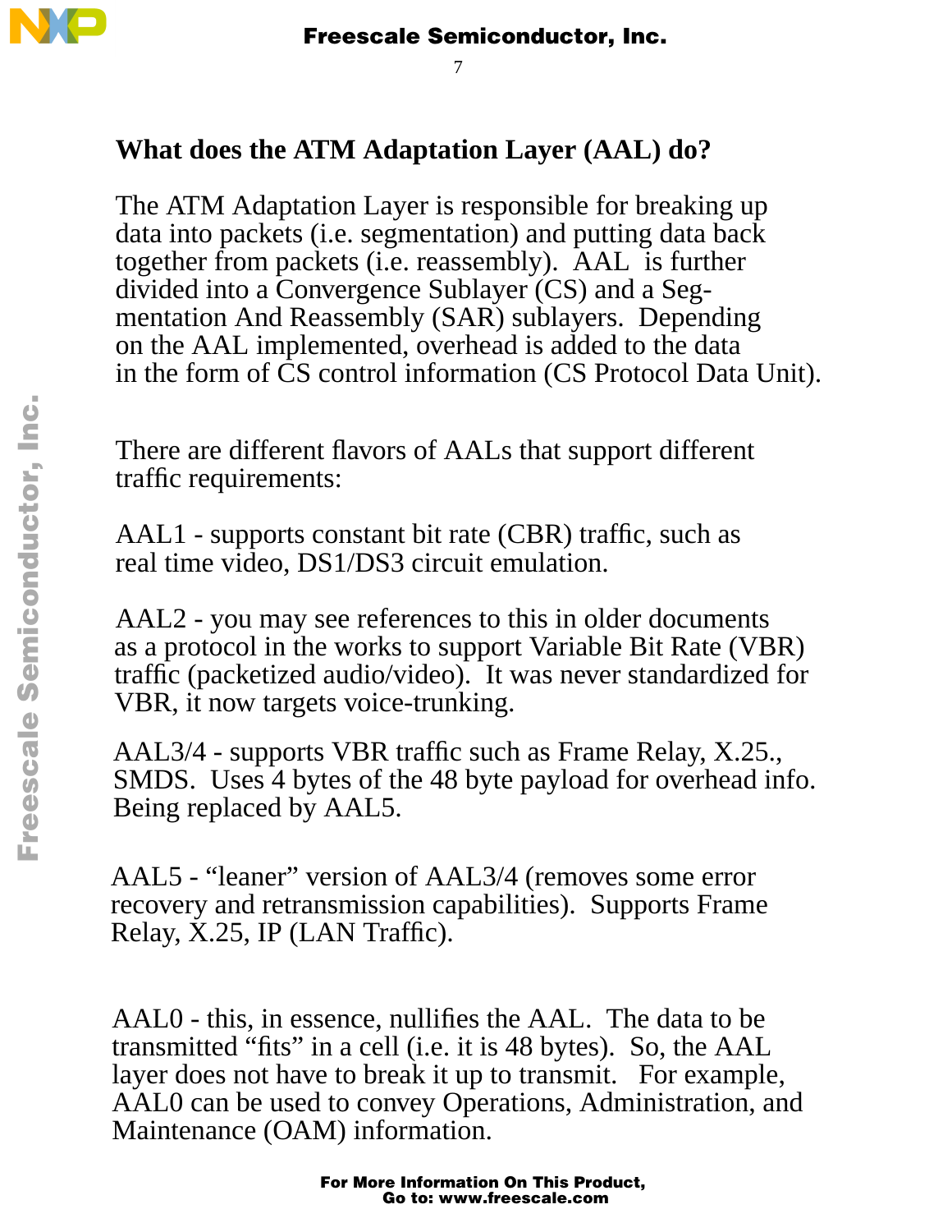## What does the ATM Adaptation Layer (AAL) do?

The ATM Adaptation Layer is responsible for breaking up data into packets (i.e. segmentation) and putting data back together from packets (i.e. reassembly). AAL is further divided into a Convergence Sublayer (CS) and a Segmentation And Reassembly (SAR) sublayers. Depending on the AAL implemented, overhead is added to the data in the form of CS control information (CS Protocol Data Unit).

There are different flavors of AALs that support different traffic requirements:

AAL1 - supports constant bit rate (CBR) traffic, such as real time video, DS1/DS3 circuit emulation.

AAL2 - you may see references to this in older documents as a protocol in the works to support Variable Bit Rate (VBR) traffic (packetized audio/video). It was never standardized for VBR, it now targets voice-trunking.

AAL3/4 - supports VBR traffic such as Frame Relay, X.25., SMDS. Uses 4 bytes of the 48 byte payload for overhead info. Being replaced by AAL5.

AAL5 - “leaner” version of AAL3/4 (removes some error recovery and retransmission capabilities). Supports Frame Relay, X.25, IP (LAN Traffic).

AAL0 - this, in essence, nullifies the AAL. The data to be transmitted “fits” in a cell (i.e. it is 48 bytes). So, the AAL layer does not have to break it up to transmit. For example, AAL0 can be used to convey Operations, Administration, and Maintenance (OAM) information.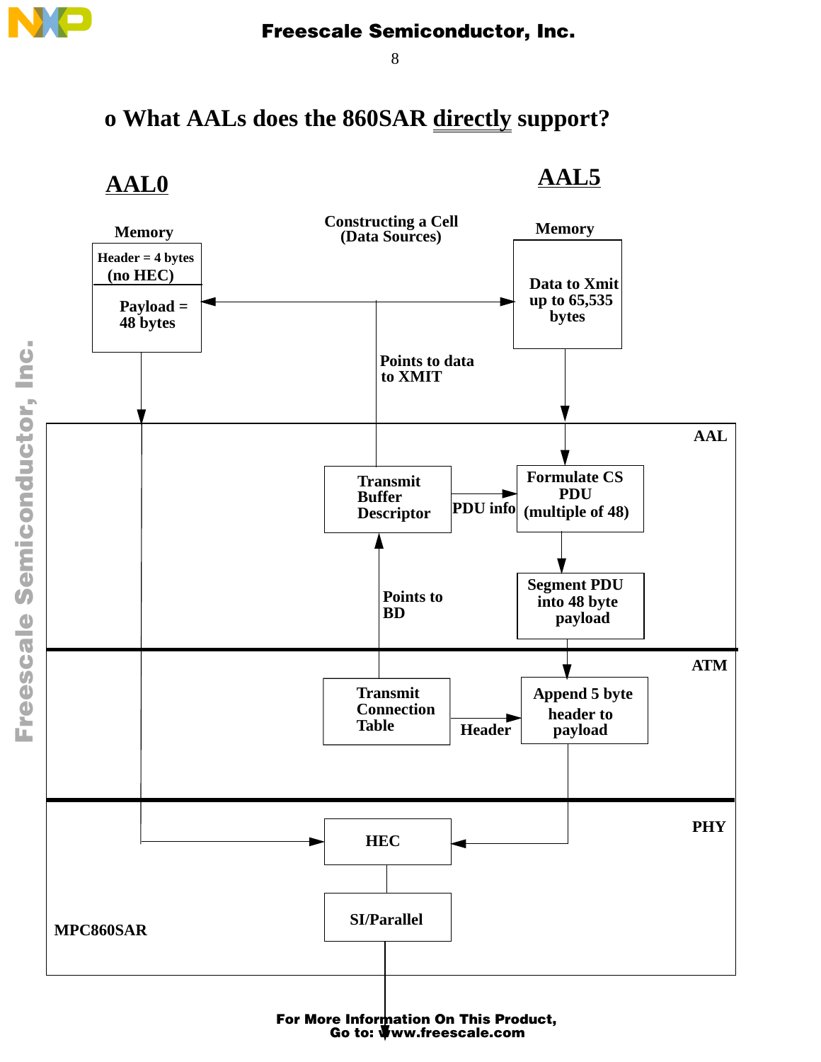## o What AALs does the 860SAR directly support?

**AAL0** | **AAL5**

**Constructing a Cell (Data Sources)**

**Memory**
- Header = 4 bytes (no HEC)
- Payload = 48 bytes

**Memory**
- Data to Xmit up to 65,535 bytes

Points to data to XMIT

**AAL**
- Transmit Buffer Descriptor
- PDU info
- Formulate CS PDU (multiple of 48)
- Segment PDU into 48 byte payload
- Points to BD

**ATM**
- Transmit Connection Table
- Header
- Append 5 byte header to payload

**PHY**
- HEC
- SI/Parallel

MPC860SAR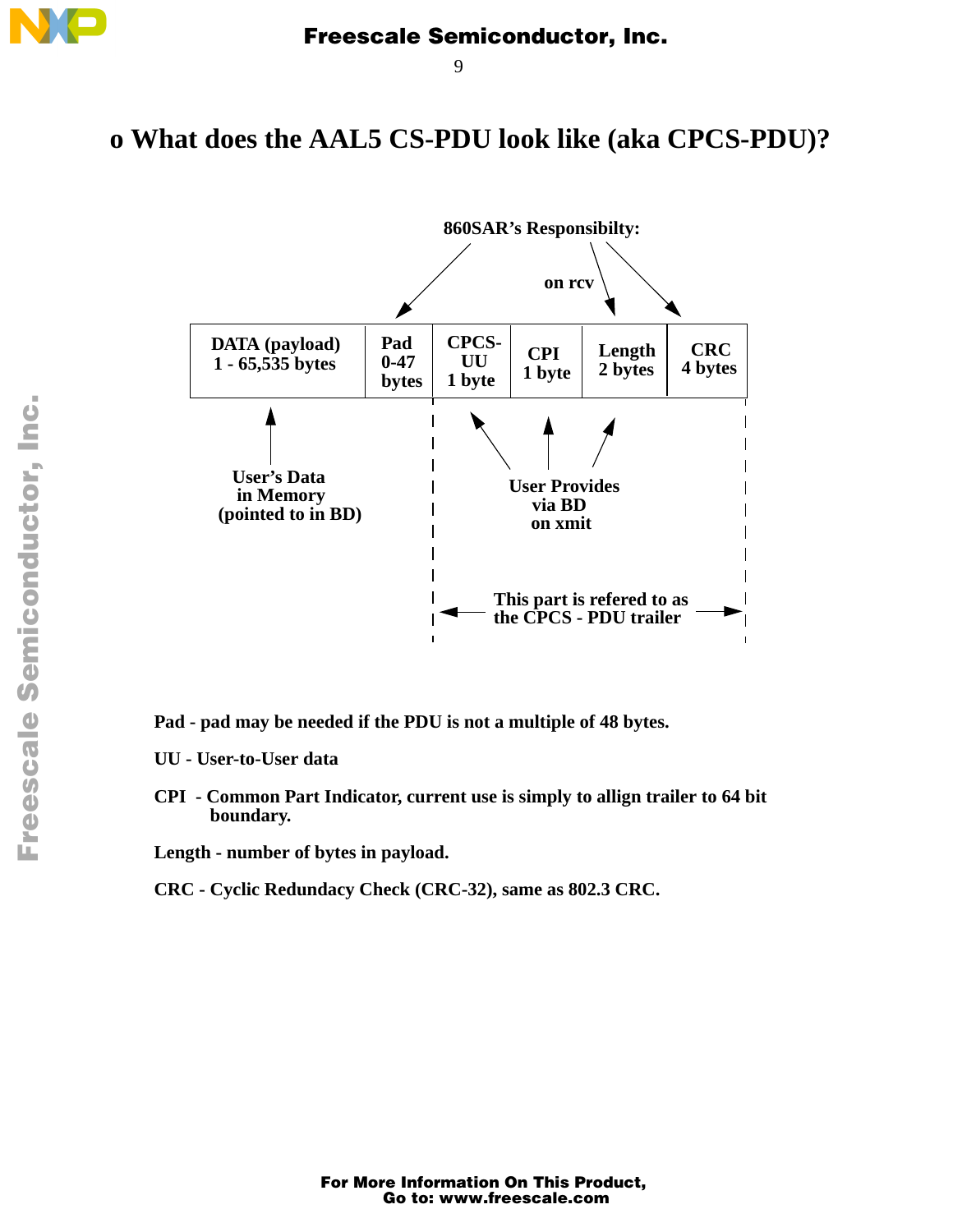# o What does the AAL5 CS-PDU look like (aka CPCS-PDU)?

860SAR's Responsibilty:

on rcv

| DATA (payload) 1 - 65,535 bytes | Pad 0-47 bytes | CPCS-UU 1 byte | CPI 1 byte | Length 2 bytes | CRC 4 bytes |
|---|---|---|---|---|---|

User's Data in Memory (pointed to in BD)

User Provides via BD on xmit

This part is refered to as the CPCS - PDU trailer

**Pad** - pad may be needed if the PDU is not a multiple of 48 bytes.

**UU** - User-to-User data

**CPI** - Common Part Indicator, current use is simply to allign trailer to 64 bit boundary.

**Length** - number of bytes in payload.

**CRC** - Cyclic Redundacy Check (CRC-32), same as 802.3 CRC.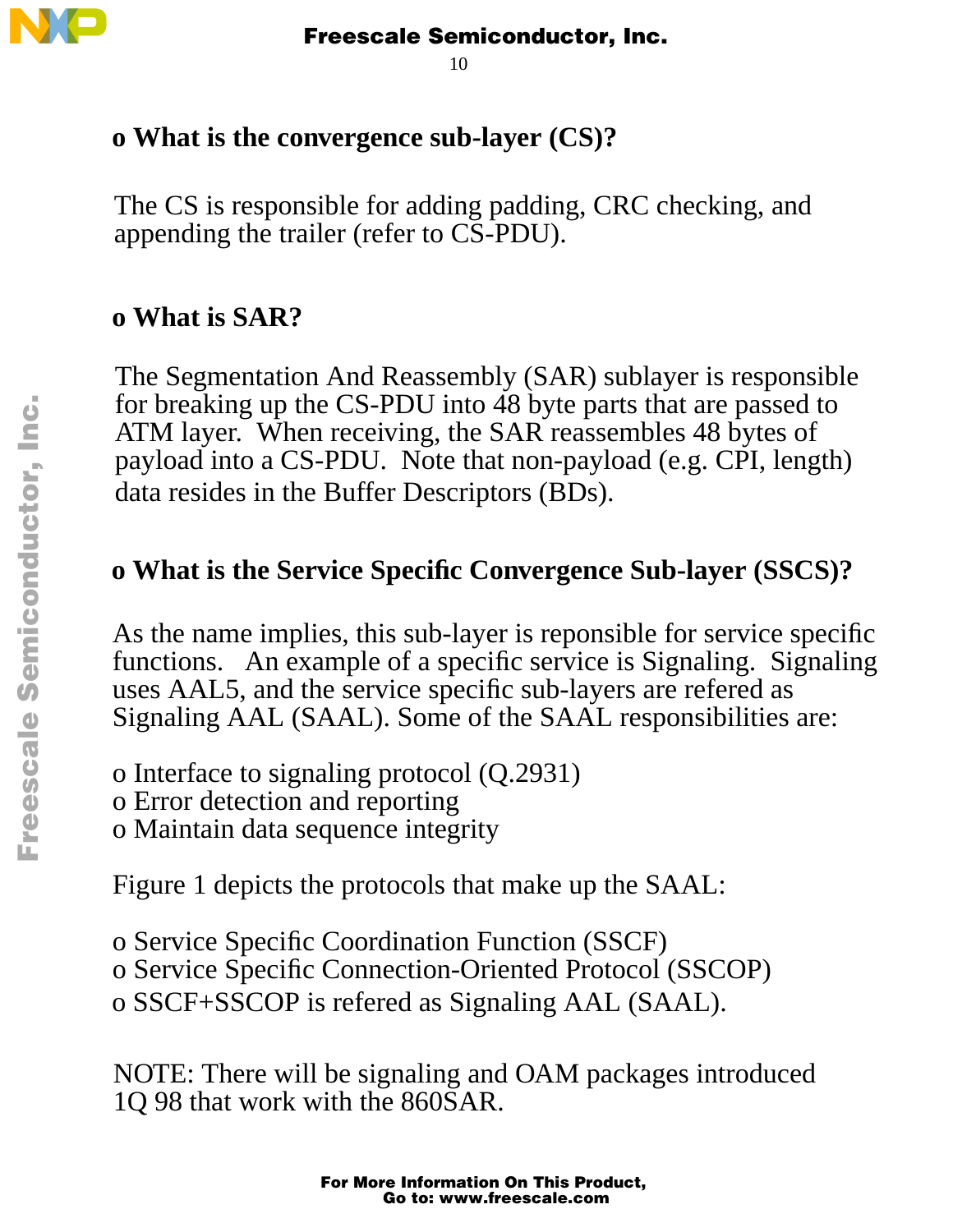### o What is the convergence sub-layer (CS)?

The CS is responsible for adding padding, CRC checking, and appending the trailer (refer to CS-PDU).

### o What is SAR?

The Segmentation And Reassembly (SAR) sublayer is responsible for breaking up the CS-PDU into 48 byte parts that are passed to ATM layer. When receiving, the SAR reassembles 48 bytes of payload into a CS-PDU. Note that non-payload (e.g. CPI, length) data resides in the Buffer Descriptors (BDs).

### o What is the Service Specific Convergence Sub-layer (SSCS)?

As the name implies, this sub-layer is reponsible for service specific functions. An example of a specific service is Signaling. Signaling uses AAL5, and the service specific sub-layers are refered as Signaling AAL (SAAL). Some of the SAAL responsibilities are:

o Interface to signaling protocol (Q.2931)
o Error detection and reporting
o Maintain data sequence integrity

Figure 1 depicts the protocols that make up the SAAL:

o Service Specific Coordination Function (SSCF)
o Service Specific Connection-Oriented Protocol (SSCOP)
o SSCF+SSCOP is refered as Signaling AAL (SAAL).

NOTE: There will be signaling and OAM packages introduced 1Q 98 that work with the 860SAR.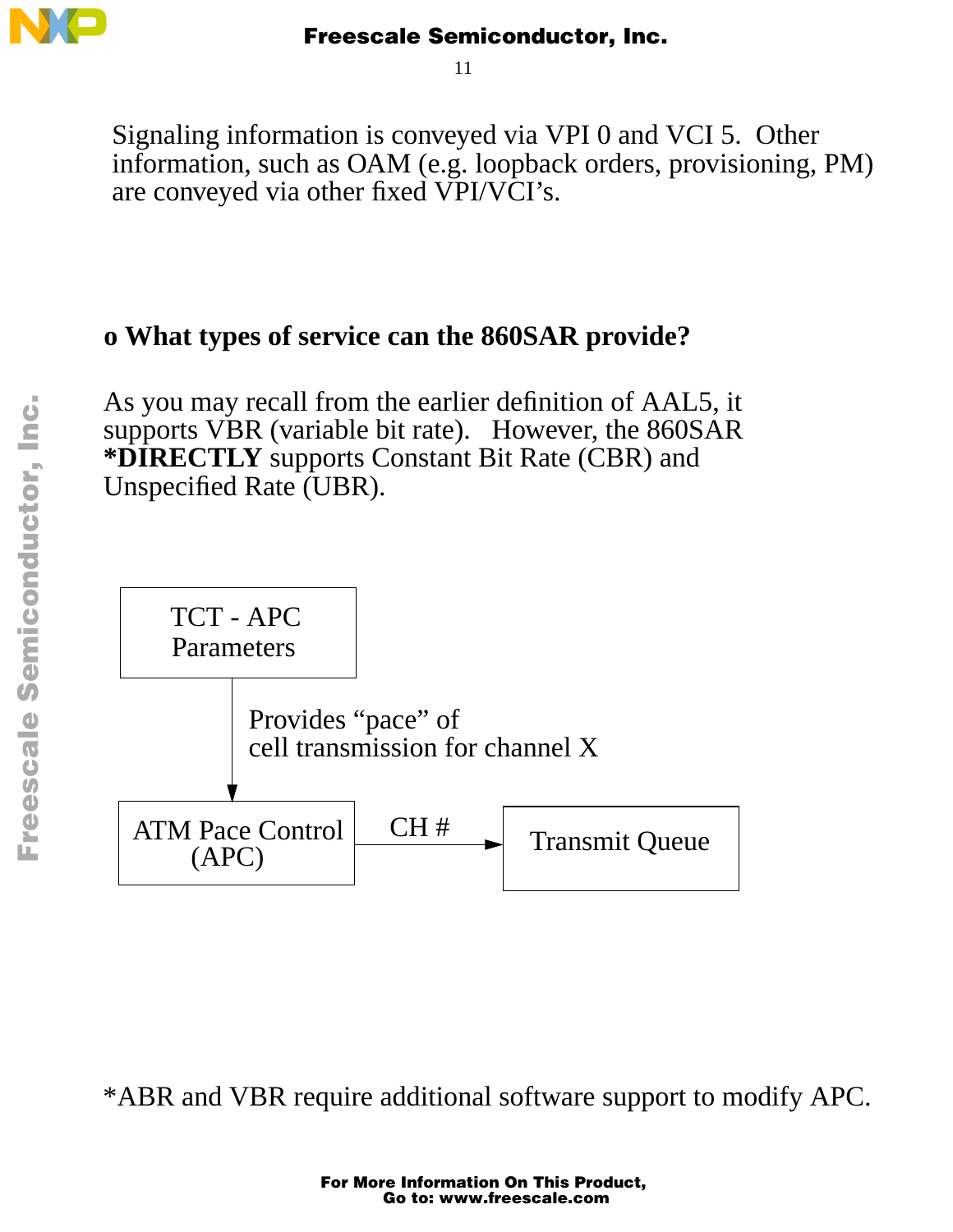Signaling information is conveyed via VPI 0 and VCI 5. Other information, such as OAM (e.g. loopback orders, provisioning, PM) are conveyed via other fixed VPI/VCI's.

## o What types of service can the 860SAR provide?

As you may recall from the earlier definition of AAL5, it supports VBR (variable bit rate). However, the 860SAR ***DIRECTLY** supports Constant Bit Rate (CBR) and Unspecified Rate (UBR).

TCT - APC Parameters

Provides "pace" of cell transmission for channel X

ATM Pace Control (APC)

CH #

Transmit Queue

*ABR and VBR require additional software support to modify APC.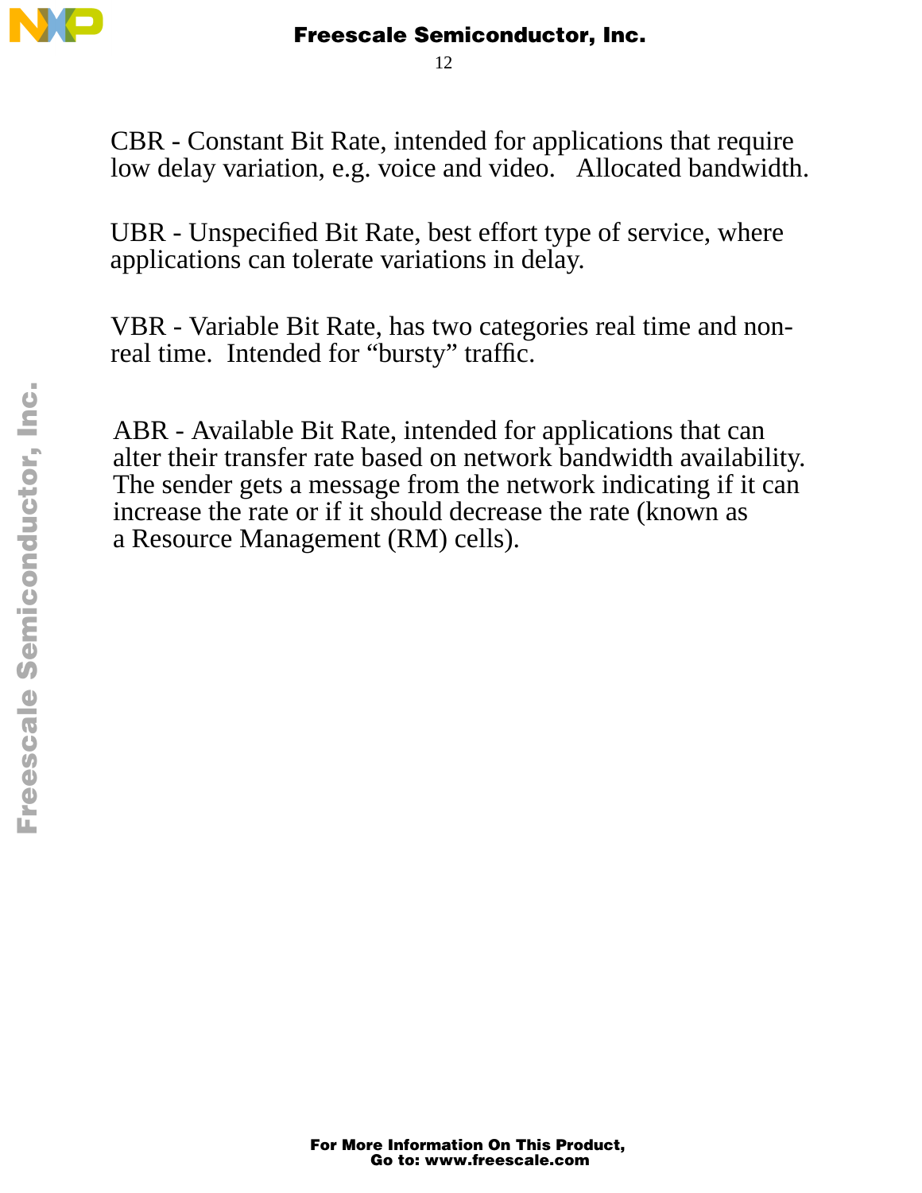CBR - Constant Bit Rate, intended for applications that require low delay variation, e.g. voice and video.   Allocated bandwidth.

UBR - Unspecified Bit Rate, best effort type of service, where applications can tolerate variations in delay.

VBR - Variable Bit Rate, has two categories real time and non-real time.  Intended for “bursty” traffic.

ABR - Available Bit Rate, intended for applications that can alter their transfer rate based on network bandwidth availability. The sender gets a message from the network indicating if it can increase the rate or if it should decrease the rate (known as a Resource Management (RM) cells).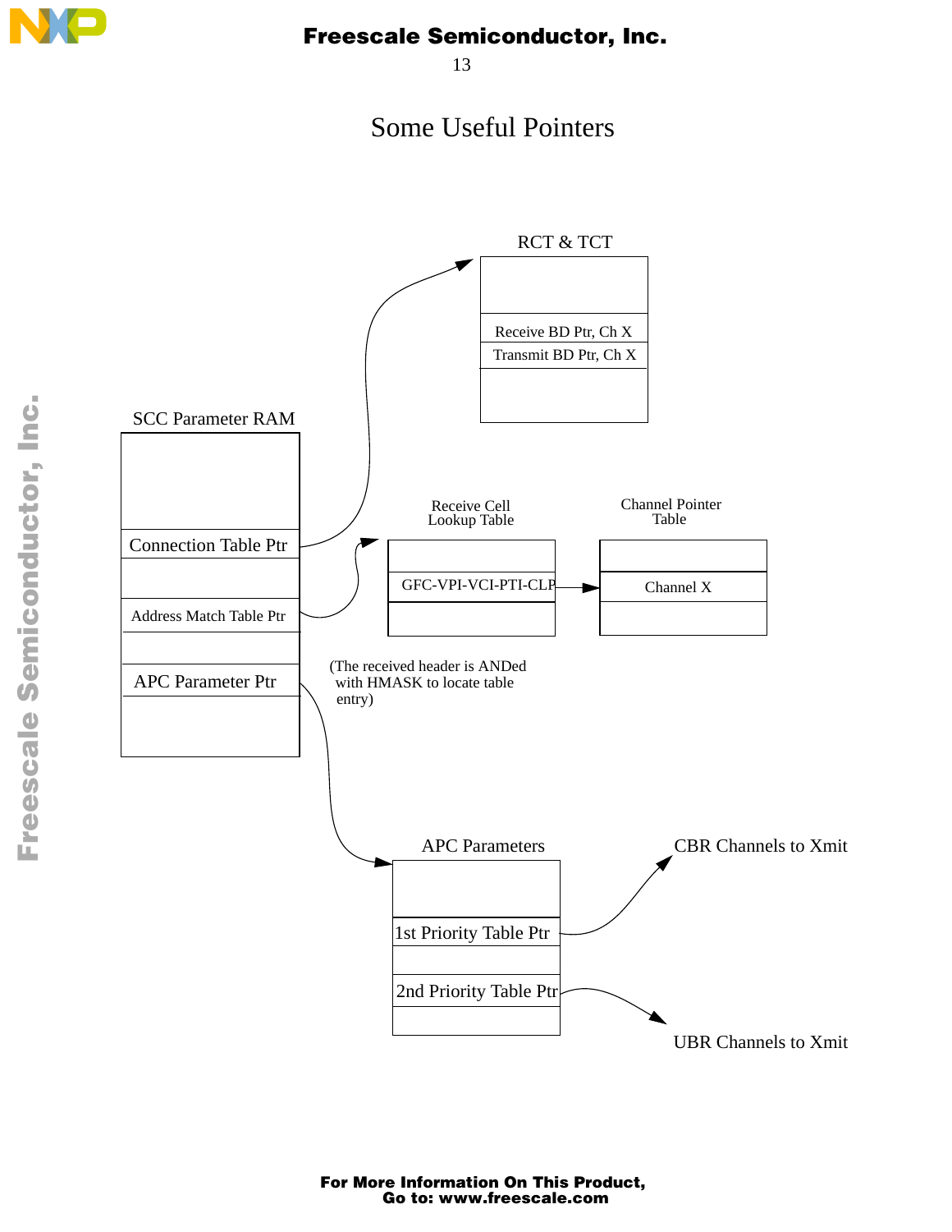# Some Useful Pointers

RCT & TCT

| |
|---|
| |
| Receive BD Ptr, Ch X |
| Transmit BD Ptr, Ch X |
| |

SCC Parameter RAM

| |
|---|
| |
| Connection Table Ptr |
| |
| Address Match Table Ptr |
| |
| APC Parameter Ptr |
| |

Receive Cell Lookup Table

| |
|---|
| |
| GFC-VPI-VCI-PTI-CLP |
| |

Channel Pointer Table

| |
|---|
| |
| Channel X |
| |

(The received header is ANDed with HMASK to locate table entry)

APC Parameters

| |
|---|
| |
| 1st Priority Table Ptr |
| |
| 2nd Priority Table Ptr |
| |

CBR Channels to Xmit

UBR Channels to Xmit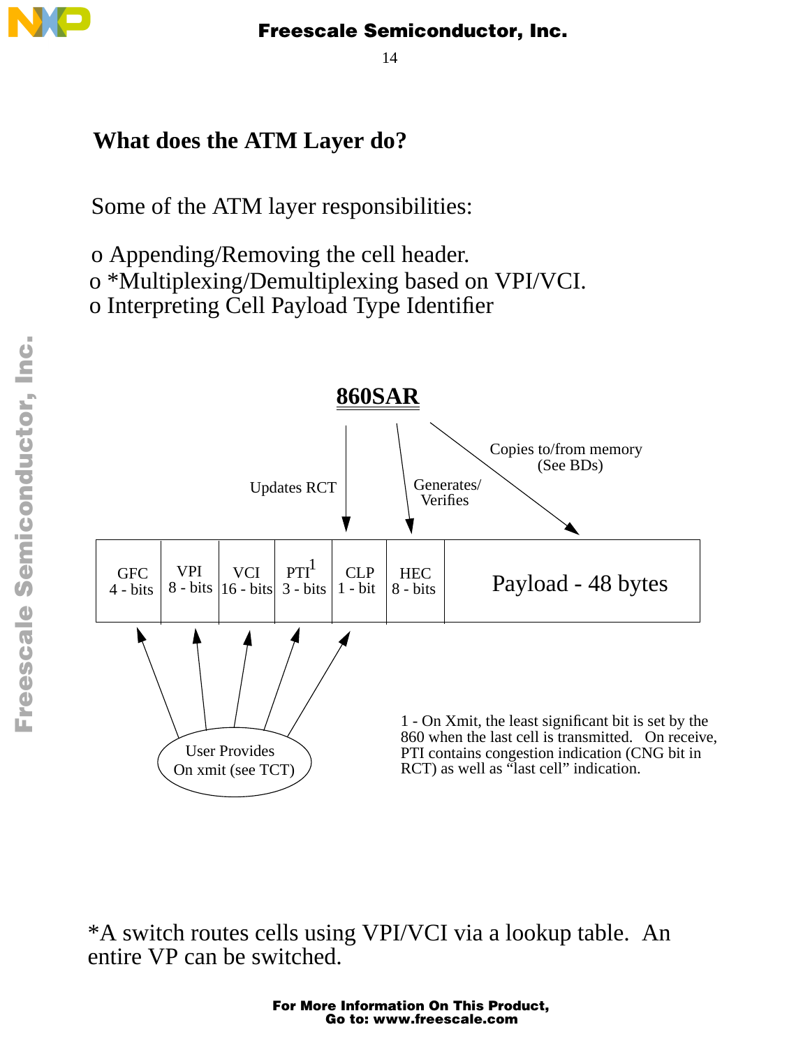## What does the ATM Layer do?

Some of the ATM layer responsibilities:

- o Appending/Removing the cell header.
- o *Multiplexing/Demultiplexing based on VPI/VCI.
- o Interpreting Cell Payload Type Identifier

**860SAR**

Updates RCT | Generates/ Verifies | Copies to/from memory (See BDs)

| GFC 4 - bits | VPI 8 - bits | VCI 16 - bits | PTI[1] 3 - bits | CLP 1 - bit | HEC 8 - bits | Payload - 48 bytes |
|---|---|---|---|---|---|---|

User Provides On xmit (see TCT)

1 - On Xmit, the least significant bit is set by the 860 when the last cell is transmitted. On receive, PTI contains congestion indication (CNG bit in RCT) as well as "last cell" indication.

*A switch routes cells using VPI/VCI via a lookup table. An entire VP can be switched.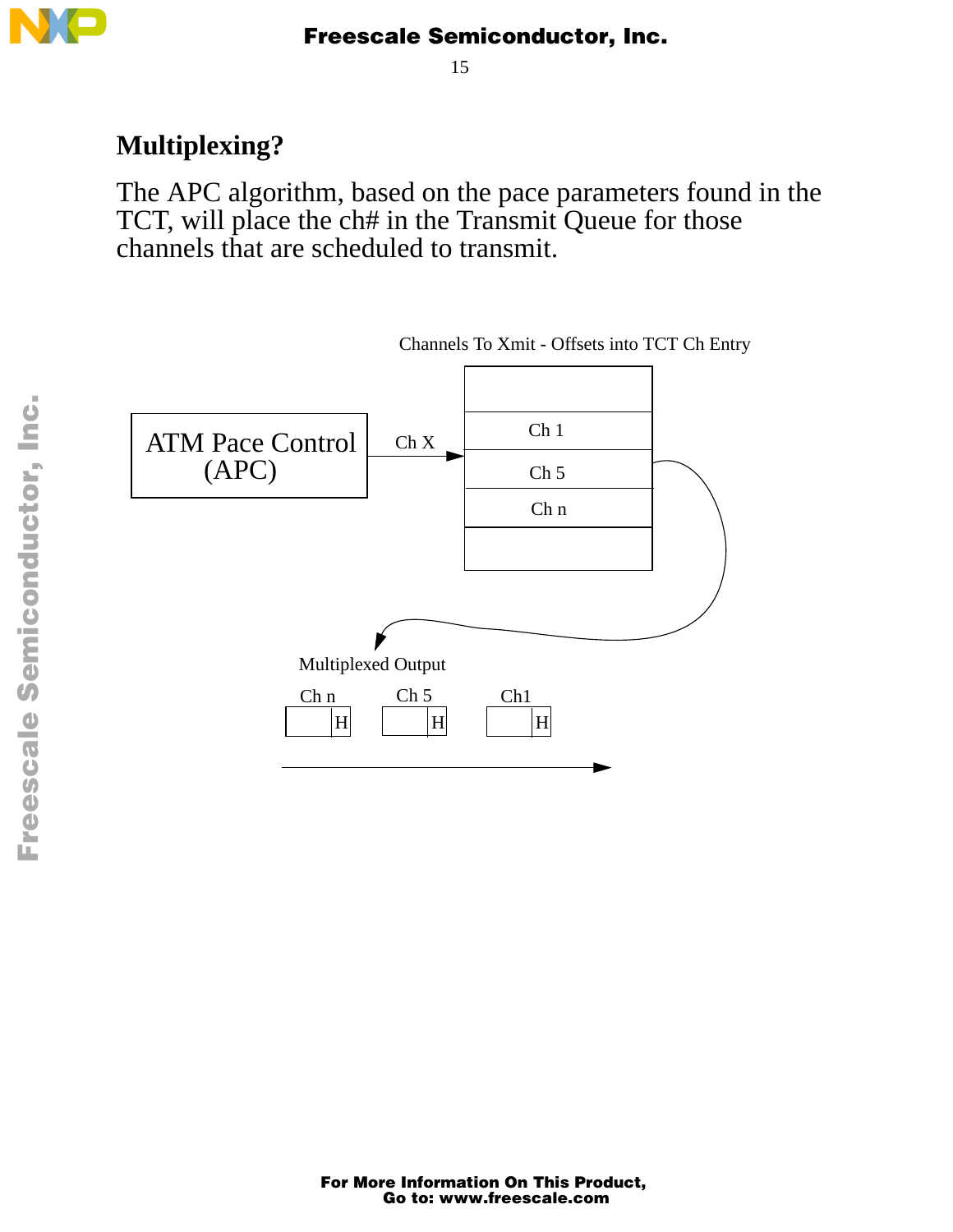## Multiplexing?

The APC algorithm, based on the pace parameters found in the TCT, will place the ch# in the Transmit Queue for those channels that are scheduled to transmit.

Channels To Xmit - Offsets into TCT Ch Entry

ATM Pace Control (APC)

Ch X

Ch 1

Ch 5

Ch n

Multiplexed Output

Ch n H

Ch 5 H

Ch1 H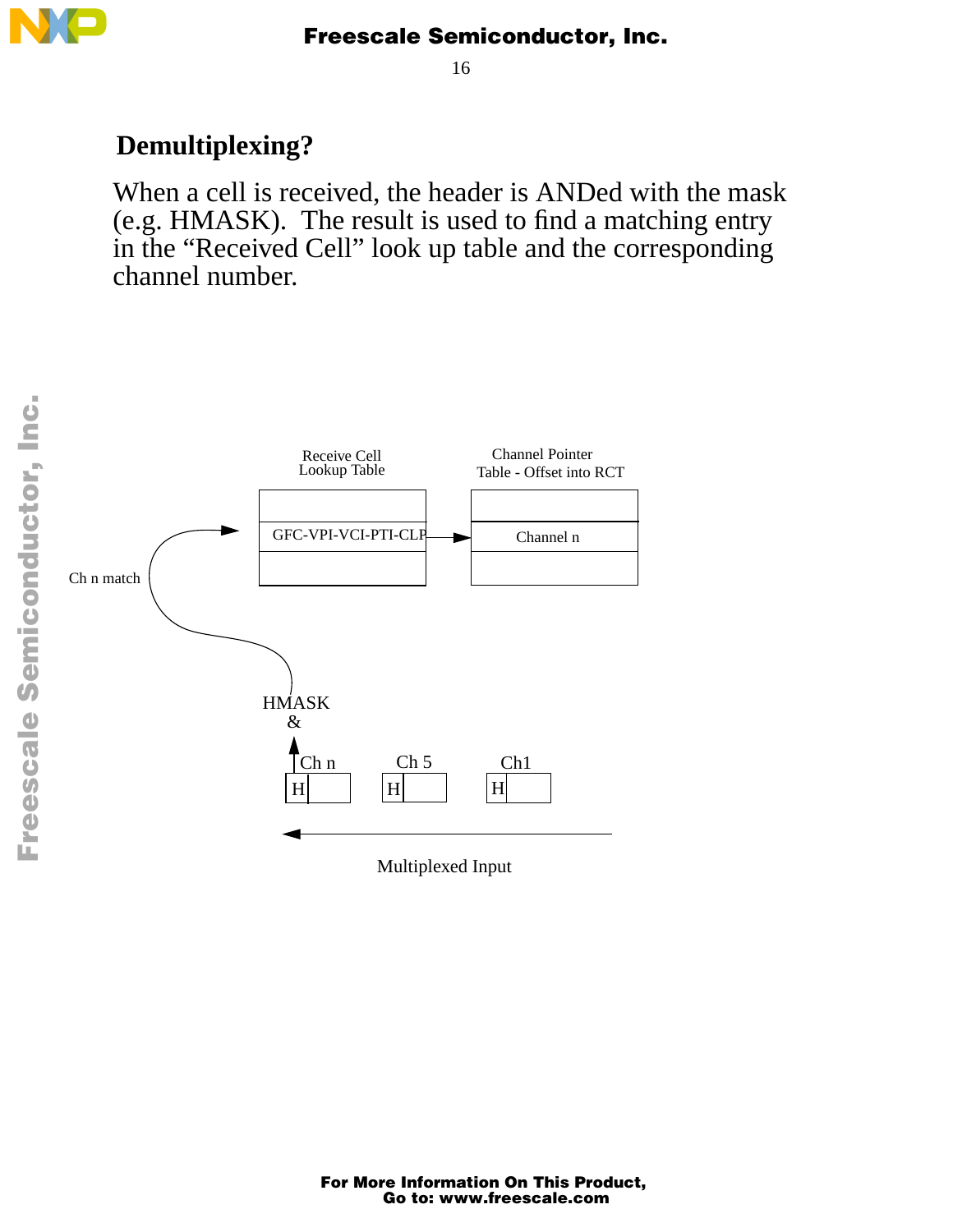## Demultiplexing?

When a cell is received, the header is ANDed with the mask (e.g. HMASK). The result is used to find a matching entry in the "Received Cell" look up table and the corresponding channel number.

Receive Cell Lookup Table

Channel Pointer Table - Offset into RCT

GFC-VPI-VCI-PTI-CLP

Channel n

Ch n match

HMASK &

Ch n

Ch 5

Ch1

H

H

H

Multiplexed Input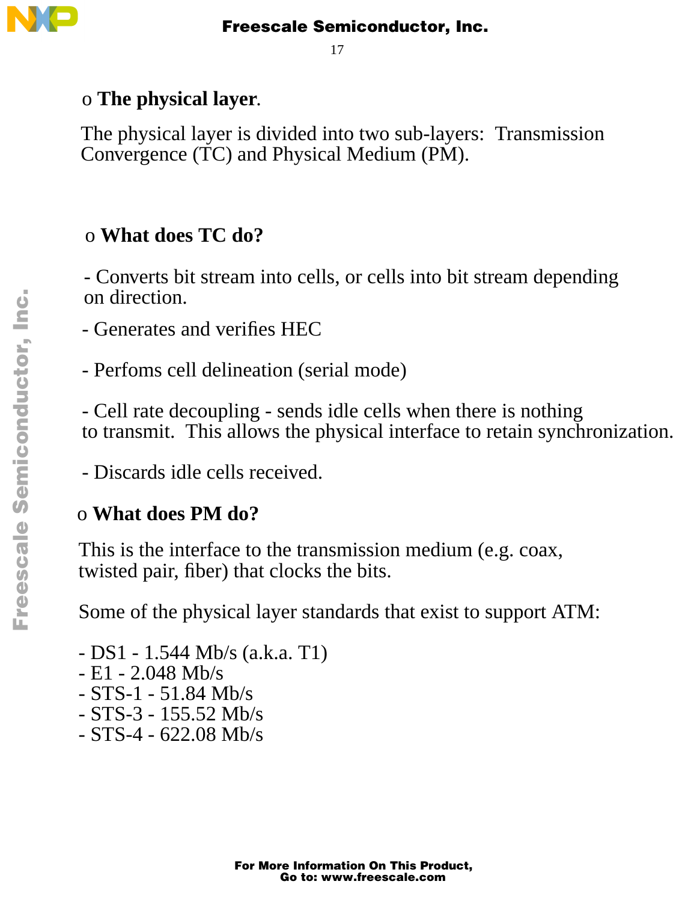o **The physical layer**.

The physical layer is divided into two sub-layers: Transmission Convergence (TC) and Physical Medium (PM).

o **What does TC do?**

- Converts bit stream into cells, or cells into bit stream depending on direction.

- Generates and verifies HEC

- Perfoms cell delineation (serial mode)

- Cell rate decoupling - sends idle cells when there is nothing to transmit. This allows the physical interface to retain synchronization.

- Discards idle cells received.

o **What does PM do?**

This is the interface to the transmission medium (e.g. coax, twisted pair, fiber) that clocks the bits.

Some of the physical layer standards that exist to support ATM:

- DS1 - 1.544 Mb/s (a.k.a. T1)
- E1 - 2.048 Mb/s
- STS-1 - 51.84 Mb/s
- STS-3 - 155.52 Mb/s
- STS-4 - 622.08 Mb/s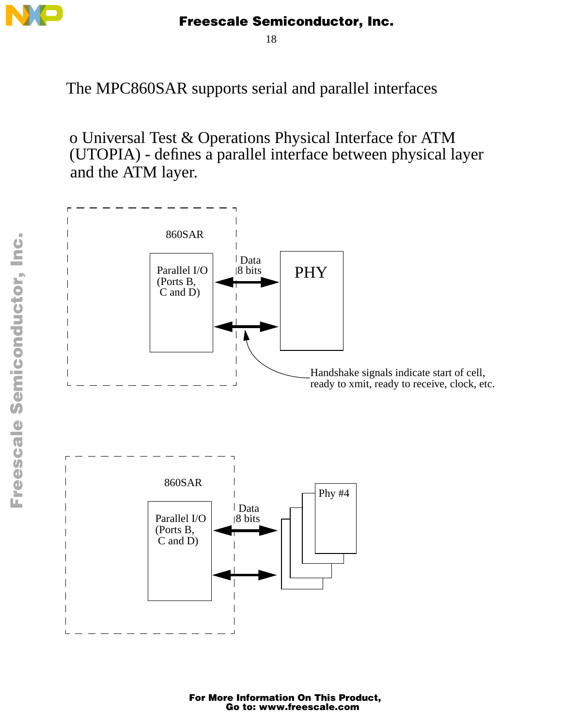The MPC860SAR supports serial and parallel interfaces

- Universal Test & Operations Physical Interface for ATM (UTOPIA) - defines a parallel interface between physical layer and the ATM layer.

860SAR

Parallel I/O (Ports B, C and D)

Data 8 bits

PHY

Handshake signals indicate start of cell, ready to xmit, ready to receive, clock, etc.

860SAR

Parallel I/O (Ports B, C and D)

Data 8 bits

Phy #4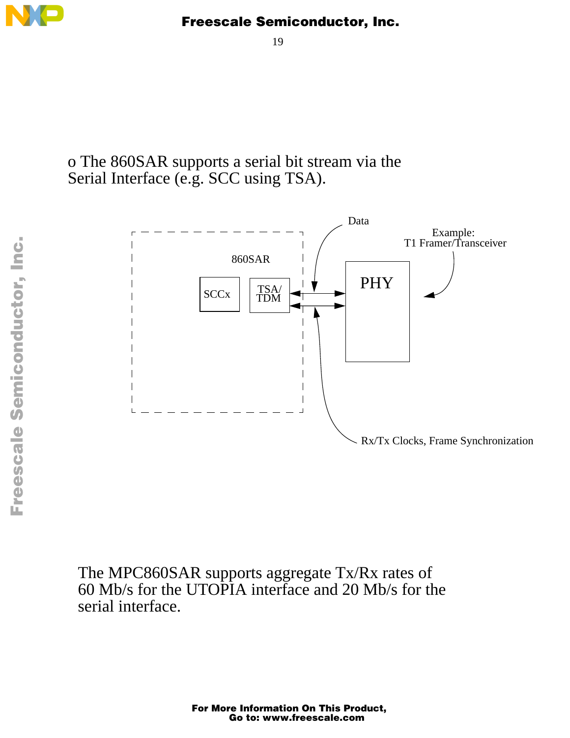- The 860SAR supports a serial bit stream via the Serial Interface (e.g. SCC using TSA).

Data

Example:
T1 Framer/Transceiver

860SAR

SCCx

TSA/
TDM

PHY

Rx/Tx Clocks, Frame Synchronization

The MPC860SAR supports aggregate Tx/Rx rates of 60 Mb/s for the UTOPIA interface and 20 Mb/s for the serial interface.